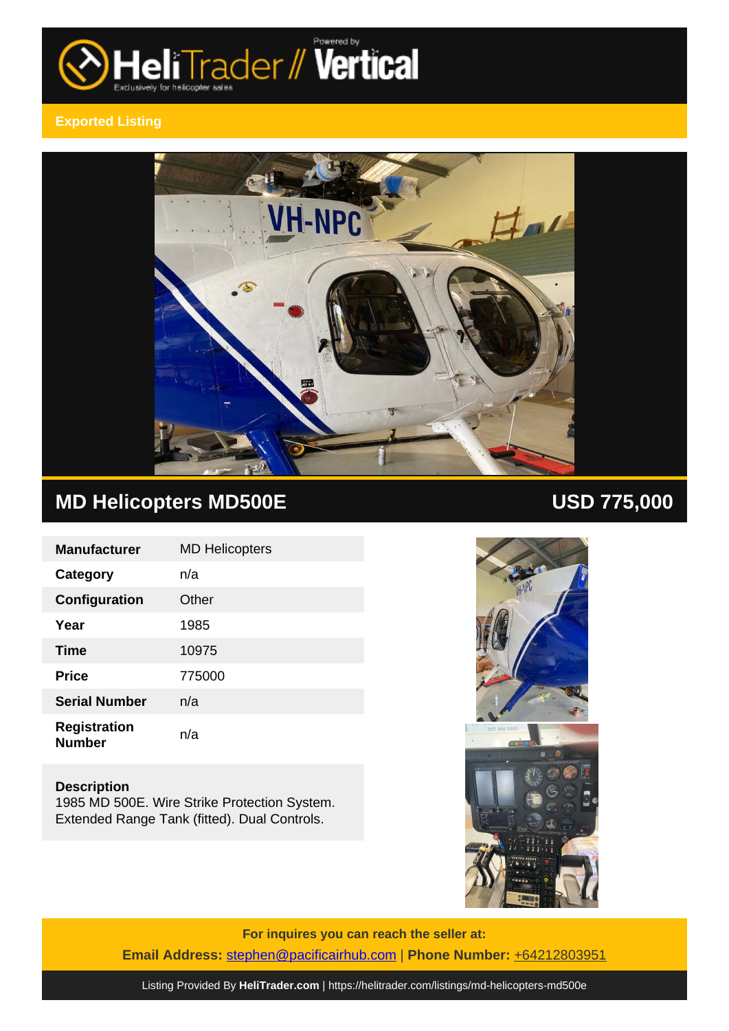HeliTrader // Vertical

Exported Listing

## MD Helicopters MD500E

## USD 775,000

| Manufacturer | MD Helicopters |
|---|---|
| Category | n/a |
| Configuration | Other |
| Year | 1985 |
| Time | 10975 |
| Price | 775000 |
| Serial Number | n/a |
| Registration Number | n/a |

**Description**
1985 MD 500E. Wire Strike Protection System. Extended Range Tank (fitted). Dual Controls.

**For inquires you can reach the seller at:**

**Email Address:** stephen@pacificairhub.com | **Phone Number:** +64212803951

Listing Provided By **HeliTrader.com** | https://helitrader.com/listings/md-helicopters-md500e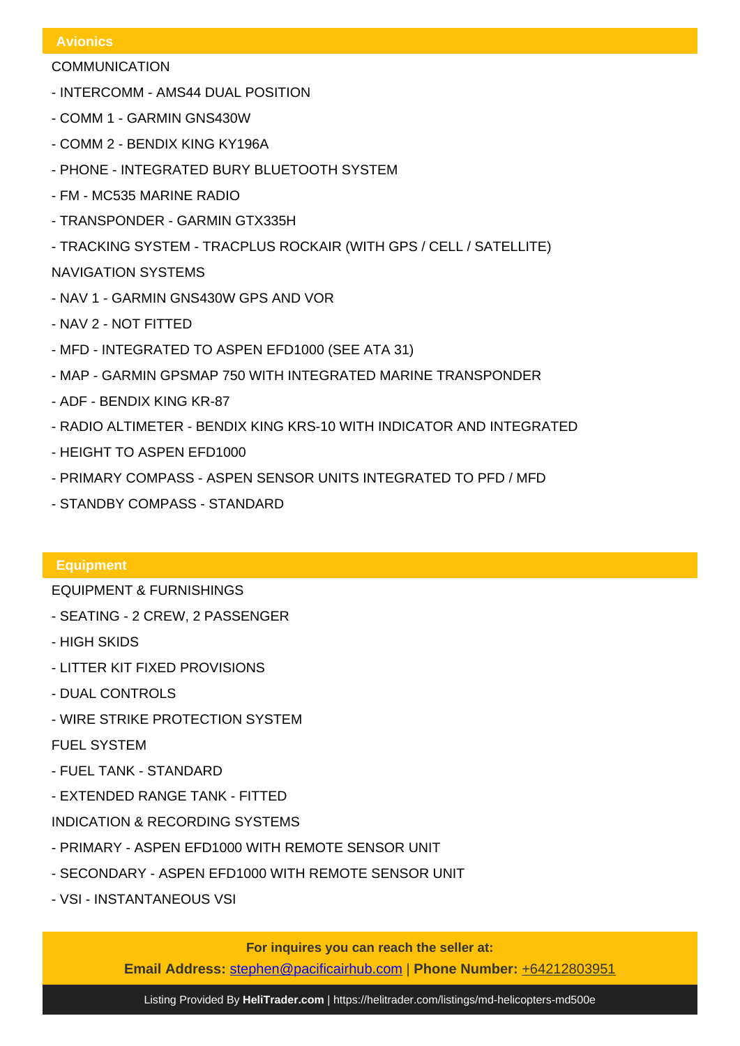## Avionics

COMMUNICATION

- INTERCOMM - AMS44 DUAL POSITION
- COMM 1 - GARMIN GNS430W
- COMM 2 - BENDIX KING KY196A
- PHONE - INTEGRATED BURY BLUETOOTH SYSTEM
- FM - MC535 MARINE RADIO
- TRANSPONDER - GARMIN GTX335H
- TRACKING SYSTEM - TRACPLUS ROCKAIR (WITH GPS / CELL / SATELLITE)

NAVIGATION SYSTEMS

- NAV 1 - GARMIN GNS430W GPS AND VOR
- NAV 2 - NOT FITTED
- MFD - INTEGRATED TO ASPEN EFD1000 (SEE ATA 31)
- MAP - GARMIN GPSMAP 750 WITH INTEGRATED MARINE TRANSPONDER
- ADF - BENDIX KING KR-87
- RADIO ALTIMETER - BENDIX KING KRS-10 WITH INDICATOR AND INTEGRATED
- HEIGHT TO ASPEN EFD1000
- PRIMARY COMPASS - ASPEN SENSOR UNITS INTEGRATED TO PFD / MFD
- STANDBY COMPASS - STANDARD

## Equipment

EQUIPMENT & FURNISHINGS

- SEATING - 2 CREW, 2 PASSENGER
- HIGH SKIDS
- LITTER KIT FIXED PROVISIONS
- DUAL CONTROLS
- WIRE STRIKE PROTECTION SYSTEM

FUEL SYSTEM

- FUEL TANK - STANDARD
- EXTENDED RANGE TANK - FITTED

INDICATION & RECORDING SYSTEMS

- PRIMARY - ASPEN EFD1000 WITH REMOTE SENSOR UNIT
- SECONDARY - ASPEN EFD1000 WITH REMOTE SENSOR UNIT
- VSI - INSTANTANEOUS VSI

**For inquires you can reach the seller at:**

**Email Address:** stephen@pacificairhub.com | **Phone Number:** +64212803951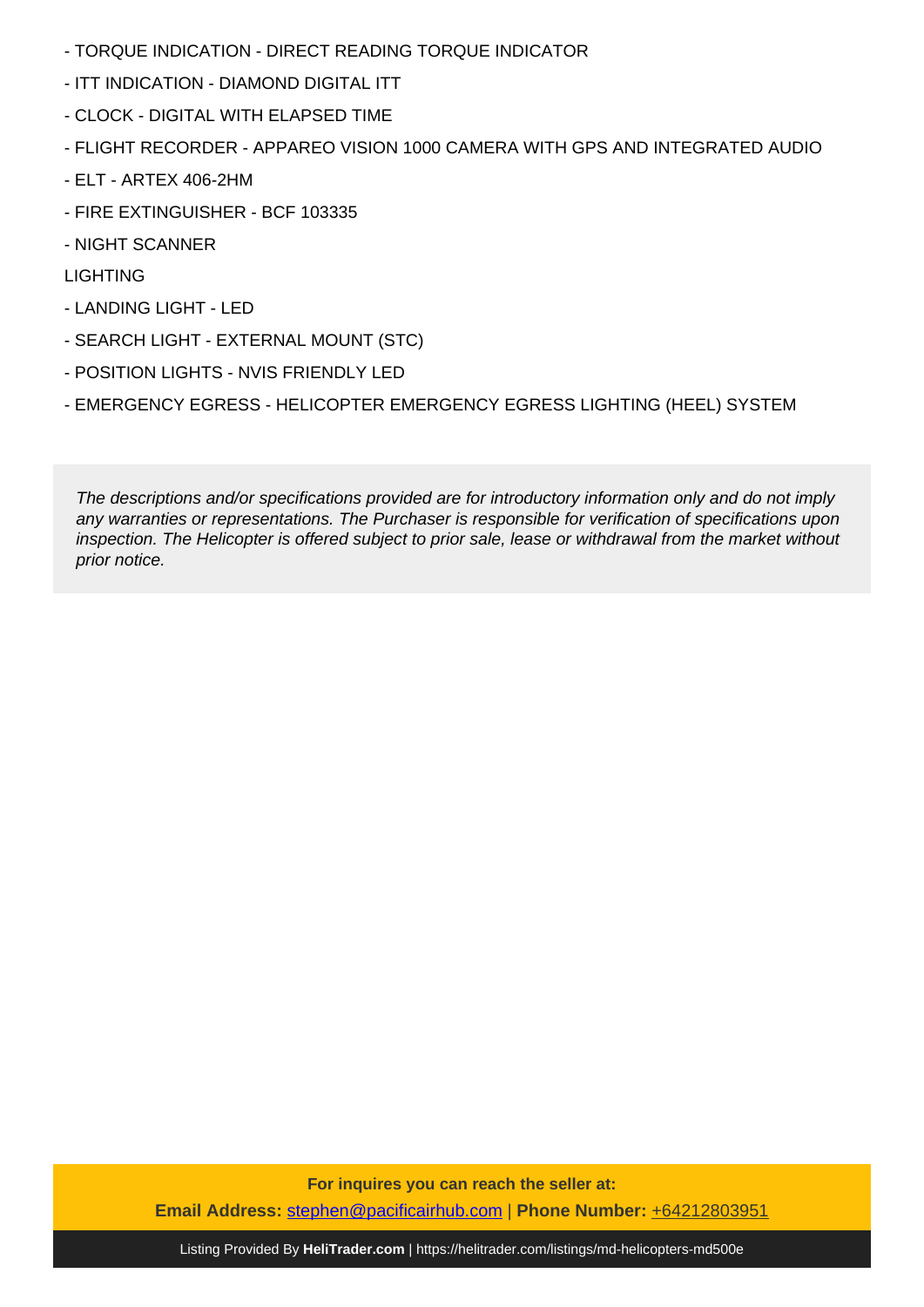- TORQUE INDICATION - DIRECT READING TORQUE INDICATOR
- ITT INDICATION - DIAMOND DIGITAL ITT
- CLOCK - DIGITAL WITH ELAPSED TIME
- FLIGHT RECORDER - APPAREO VISION 1000 CAMERA WITH GPS AND INTEGRATED AUDIO
- ELT - ARTEX 406-2HM
- FIRE EXTINGUISHER - BCF 103335
- NIGHT SCANNER

LIGHTING

- LANDING LIGHT - LED
- SEARCH LIGHT - EXTERNAL MOUNT (STC)
- POSITION LIGHTS - NVIS FRIENDLY LED
- EMERGENCY EGRESS - HELICOPTER EMERGENCY EGRESS LIGHTING (HEEL) SYSTEM

*The descriptions and/or specifications provided are for introductory information only and do not imply any warranties or representations. The Purchaser is responsible for verification of specifications upon inspection. The Helicopter is offered subject to prior sale, lease or withdrawal from the market without prior notice.*

**For inquires you can reach the seller at:**

**Email Address:** stephen@pacificairhub.com | **Phone Number:** +64212803951

Listing Provided By **HeliTrader.com** | https://helitrader.com/listings/md-helicopters-md500e